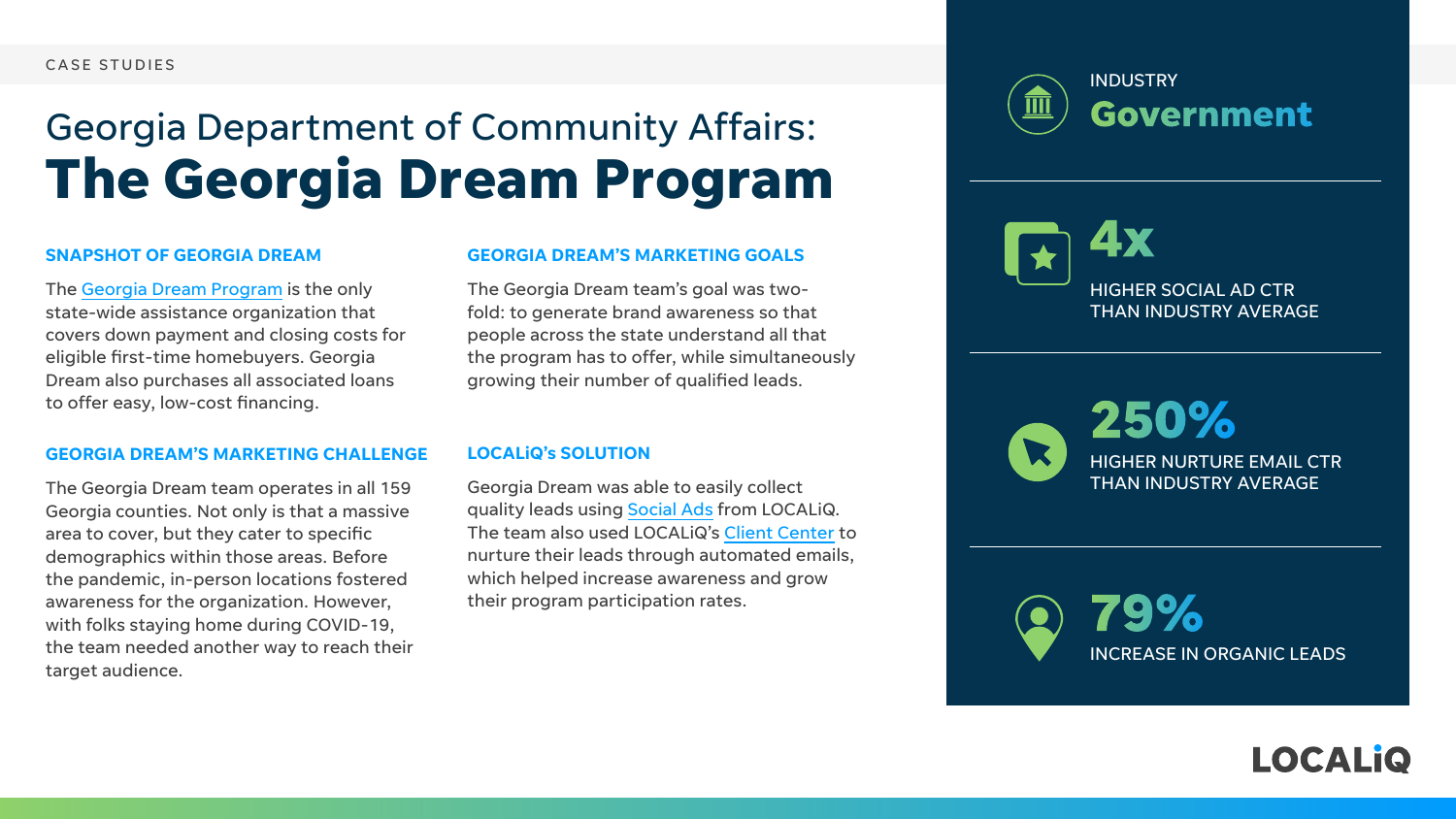CASE STUDIES

# Georgia Department of Community Affairs: **The Georgia Dream Program**

### SNAPSHOT OF GEORGIA DREAM

The Georgia Dream Program is the only state-wide assistance organization that covers down payment and closing costs for eligible first-time homebuyers. Georgia Dream also purchases all associated loans to offer easy, low-cost financing.

### GEORGIA DREAM'S MARKETING CHALLENGE

The Georgia Dream team operates in all 159 Georgia counties. Not only is that a massive area to cover, but they cater to specific demographics within those areas. Before the pandemic, in-person locations fostered awareness for the organization. However, with folks staying home during COVID-19, the team needed another way to reach their target audience.

### GEORGIA DREAM'S MARKETING GOALS

The Georgia Dream team's goal was two-fold: to generate brand awareness so that people across the state understand all that the program has to offer, while simultaneously growing their number of qualified leads.

### LOCALiQ's SOLUTION

Georgia Dream was able to easily collect quality leads using Social Ads from LOCALiQ. The team also used LOCALiQ's Client Center to nurture their leads through automated emails, which helped increase awareness and grow their program participation rates.

INDUSTRY
**Government**

**4x**
HIGHER SOCIAL AD CTR THAN INDUSTRY AVERAGE

**250%**
HIGHER NURTURE EMAIL CTR THAN INDUSTRY AVERAGE

**79%**
INCREASE IN ORGANIC LEADS

LOCALiQ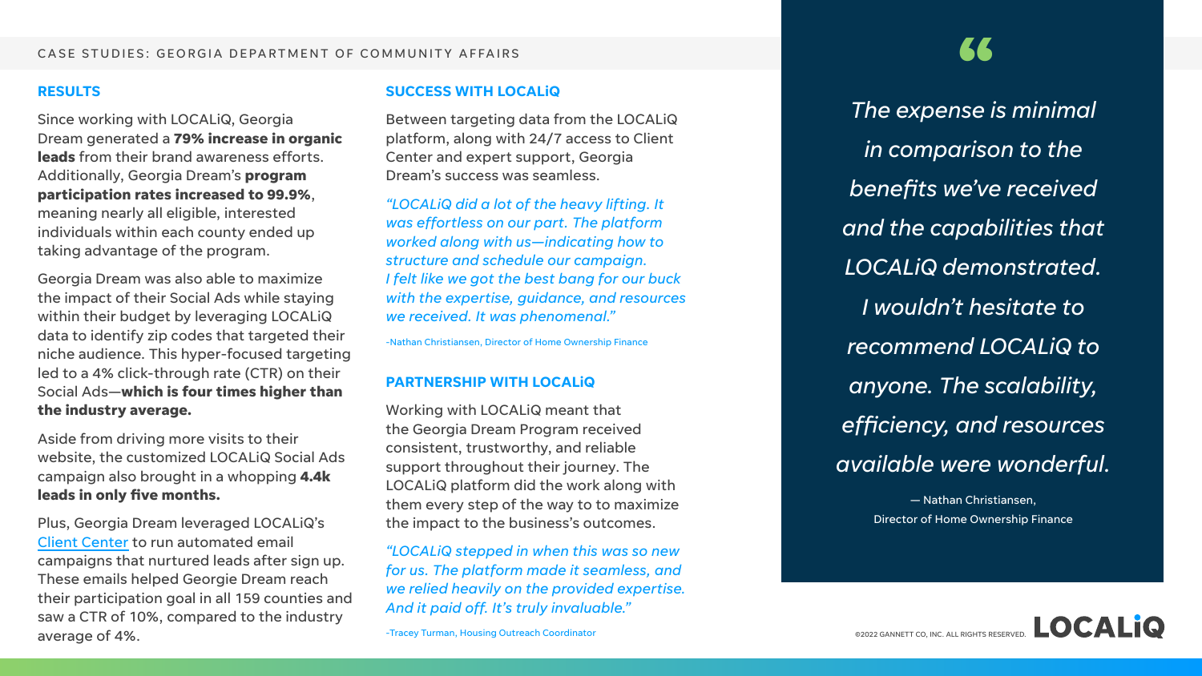## RESULTS

Since working with LOCALiQ, Georgia Dream generated a **79% increase in organic leads** from their brand awareness efforts. Additionally, Georgia Dream's **program participation rates increased to 99.9%**, meaning nearly all eligible, interested individuals within each county ended up taking advantage of the program.

Georgia Dream was also able to maximize the impact of their Social Ads while staying within their budget by leveraging LOCALiQ data to identify zip codes that targeted their niche audience. This hyper-focused targeting led to a 4% click-through rate (CTR) on their Social Ads—**which is four times higher than the industry average.**

Aside from driving more visits to their website, the customized LOCALiQ Social Ads campaign also brought in a whopping **4.4k leads in only five months.**

Plus, Georgia Dream leveraged LOCALiQ's Client Center to run automated email campaigns that nurtured leads after sign up. These emails helped Georgie Dream reach their participation goal in all 159 counties and saw a CTR of 10%, compared to the industry average of 4%.

## SUCCESS WITH LOCALiQ

Between targeting data from the LOCALiQ platform, along with 24/7 access to Client Center and expert support, Georgia Dream's success was seamless.

*"LOCALiQ did a lot of the heavy lifting. It was effortless on our part. The platform worked along with us—indicating how to structure and schedule our campaign. I felt like we got the best bang for our buck with the expertise, guidance, and resources we received. It was phenomenal."*

-Nathan Christiansen, Director of Home Ownership Finance

## PARTNERSHIP WITH LOCALiQ

Working with LOCALiQ meant that the Georgia Dream Program received consistent, trustworthy, and reliable support throughout their journey. The LOCALiQ platform did the work along with them every step of the way to to maximize the impact to the business's outcomes.

*"LOCALiQ stepped in when this was so new for us. The platform made it seamless, and we relied heavily on the provided expertise. And it paid off. It's truly invaluable."*

-Tracey Turman, Housing Outreach Coordinator

> *The expense is minimal in comparison to the benefits we've received and the capabilities that LOCALiQ demonstrated. I wouldn't hesitate to recommend LOCALiQ to anyone. The scalability, efficiency, and resources available were wonderful.*
>
> — Nathan Christiansen,
> Director of Home Ownership Finance

©2022 GANNETT CO, INC. ALL RIGHTS RESERVED. LOCALiQ